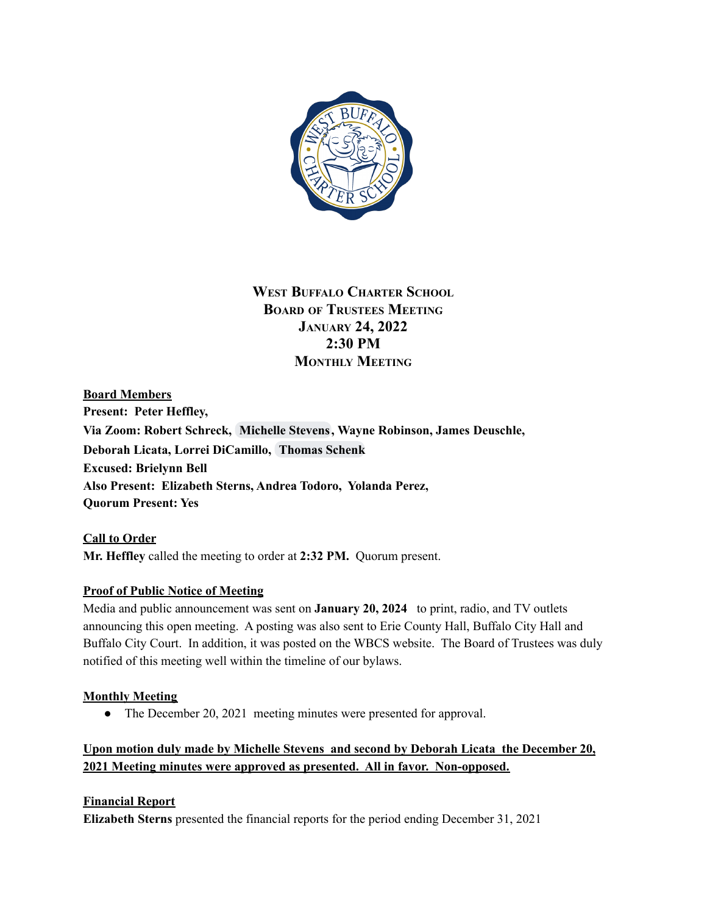# West Buffalo Charter School
## Board of Trustees Meeting
## January 24, 2022
## 2:30 PM
## Monthly Meeting

**<u>Board Members</u>**
**Present: Peter Heffley,**
**Via Zoom: Robert Schreck, Michelle Stevens, Wayne Robinson, James Deuschle, Deborah Licata, Lorrei DiCamillo, Thomas Schenk**
**Excused: Brielynn Bell**
**Also Present: Elizabeth Sterns, Andrea Todoro, Yolanda Perez,**
**Quorum Present: Yes**

**<u>Call to Order</u>**
**Mr. Heffley** called the meeting to order at **2:32 PM.** Quorum present.

**<u>Proof of Public Notice of Meeting</u>**
Media and public announcement was sent on **January 20, 2024** to print, radio, and TV outlets announcing this open meeting. A posting was also sent to Erie County Hall, Buffalo City Hall and Buffalo City Court. In addition, it was posted on the WBCS website. The Board of Trustees was duly notified of this meeting well within the timeline of our bylaws.

**<u>Monthly Meeting</u>**

- The December 20, 2021 meeting minutes were presented for approval.

**<u>Upon motion duly made by Michelle Stevens and second by Deborah Licata the December 20, 2021 Meeting minutes were approved as presented. All in favor. Non-opposed.</u>**

**<u>Financial Report</u>**
**Elizabeth Sterns** presented the financial reports for the period ending December 31, 2021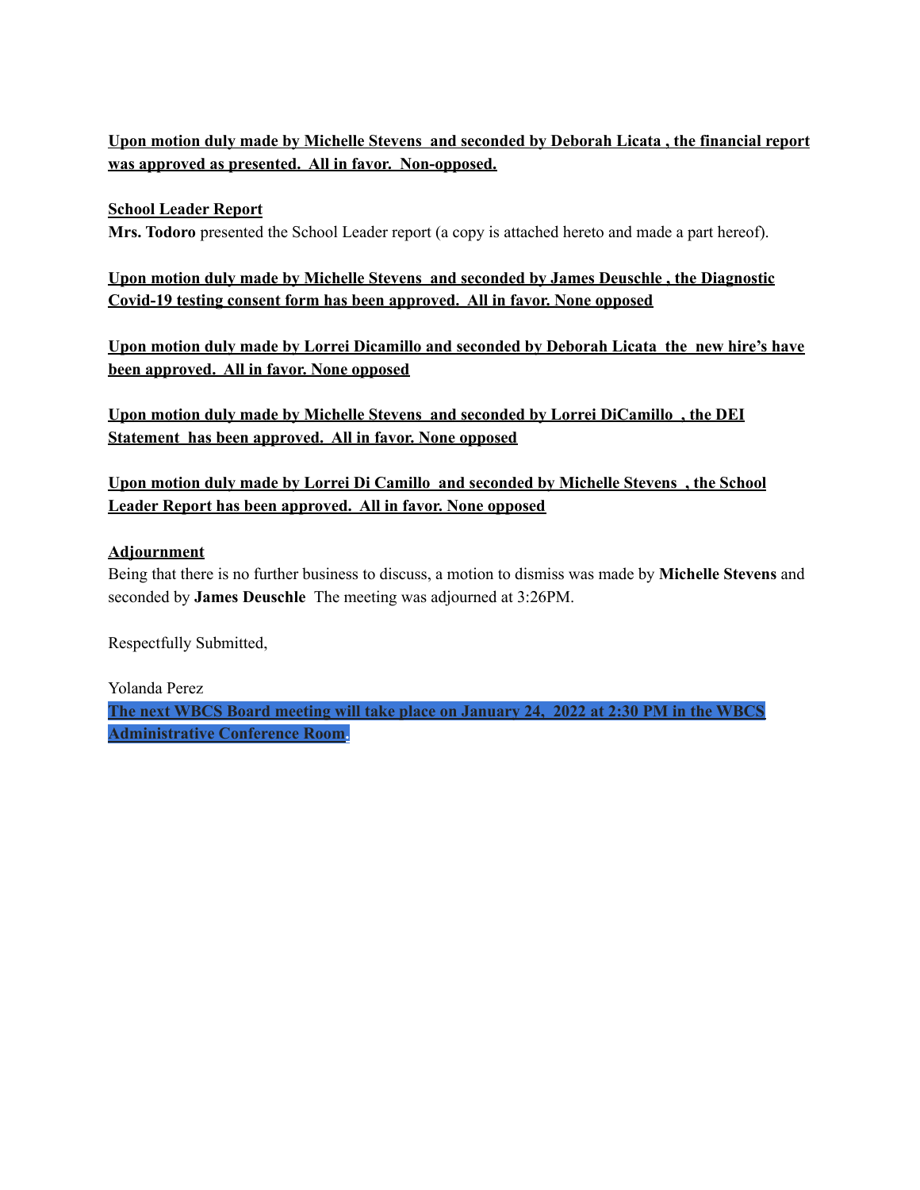**Upon motion duly made by Michelle Stevens and seconded by Deborah Licata , the financial report was approved as presented. All in favor. Non-opposed.**

**School Leader Report**

**Mrs. Todoro** presented the School Leader report (a copy is attached hereto and made a part hereof).

**Upon motion duly made by Michelle Stevens and seconded by James Deuschle , the Diagnostic Covid-19 testing consent form has been approved. All in favor. None opposed**

**Upon motion duly made by Lorrei Dicamillo and seconded by Deborah Licata the new hire's have been approved. All in favor. None opposed**

**Upon motion duly made by Michelle Stevens and seconded by Lorrei DiCamillo , the DEI Statement has been approved. All in favor. None opposed**

**Upon motion duly made by Lorrei Di Camillo and seconded by Michelle Stevens , the School Leader Report has been approved. All in favor. None opposed**

**Adjournment**

Being that there is no further business to discuss, a motion to dismiss was made by **Michelle Stevens** and seconded by **James Deuschle** The meeting was adjourned at 3:26PM.

Respectfully Submitted,

Yolanda Perez

**The next WBCS Board meeting will take place on January 24, 2022 at 2:30 PM in the WBCS Administrative Conference Room.**